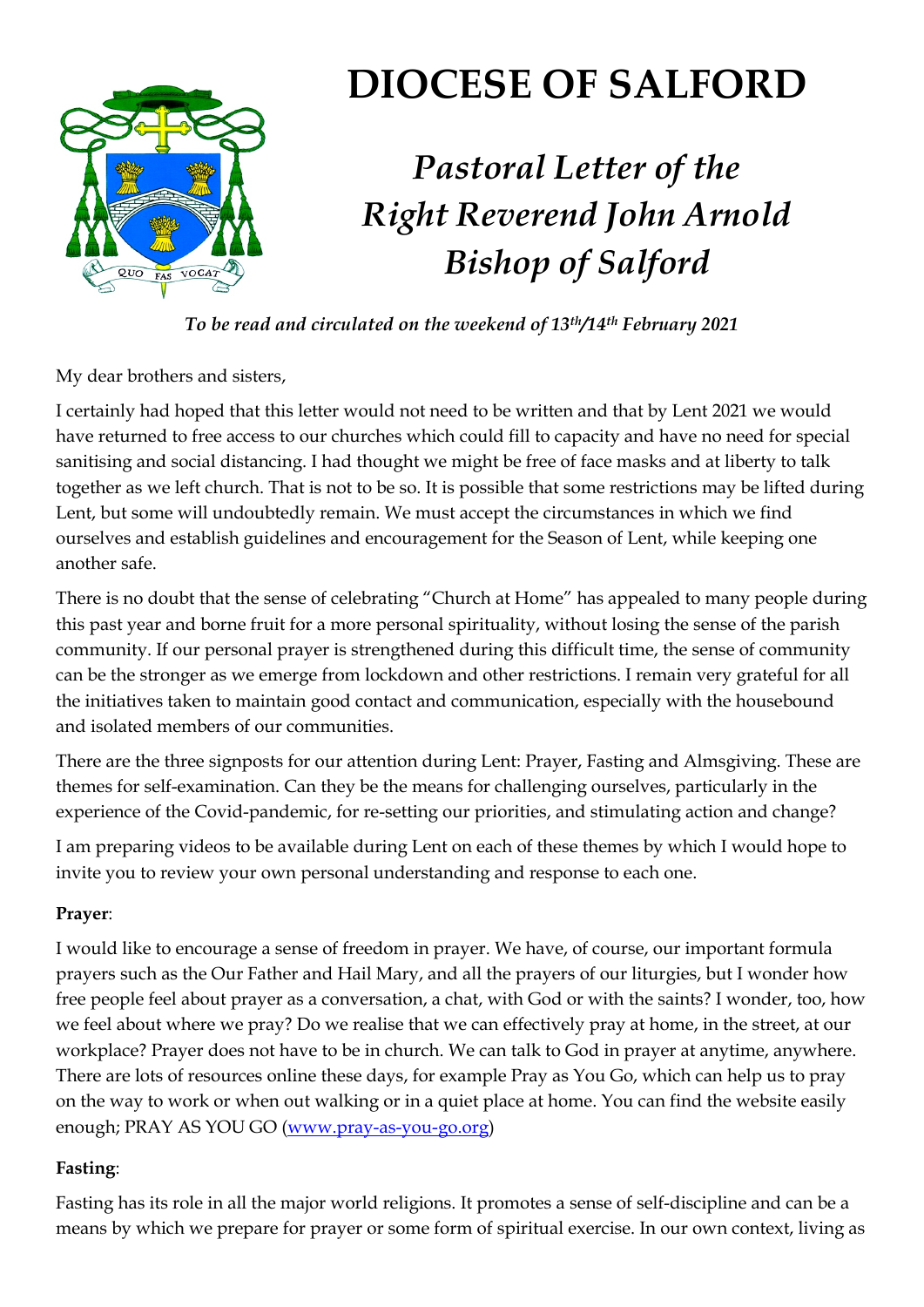# DIOCESE OF SALFORD

## *Pastoral Letter of the Right Reverend John Arnold Bishop of Salford*

***To be read and circulated on the weekend of 13th/14th February 2021***

My dear brothers and sisters,

I certainly had hoped that this letter would not need to be written and that by Lent 2021 we would have returned to free access to our churches which could fill to capacity and have no need for special sanitising and social distancing. I had thought we might be free of face masks and at liberty to talk together as we left church. That is not to be so. It is possible that some restrictions may be lifted during Lent, but some will undoubtedly remain. We must accept the circumstances in which we find ourselves and establish guidelines and encouragement for the Season of Lent, while keeping one another safe.

There is no doubt that the sense of celebrating "Church at Home" has appealed to many people during this past year and borne fruit for a more personal spirituality, without losing the sense of the parish community. If our personal prayer is strengthened during this difficult time, the sense of community can be the stronger as we emerge from lockdown and other restrictions. I remain very grateful for all the initiatives taken to maintain good contact and communication, especially with the housebound and isolated members of our communities.

There are the three signposts for our attention during Lent: Prayer, Fasting and Almsgiving. These are themes for self-examination. Can they be the means for challenging ourselves, particularly in the experience of the Covid-pandemic, for re-setting our priorities, and stimulating action and change?

I am preparing videos to be available during Lent on each of these themes by which I would hope to invite you to review your own personal understanding and response to each one.

**Prayer**:

I would like to encourage a sense of freedom in prayer. We have, of course, our important formula prayers such as the Our Father and Hail Mary, and all the prayers of our liturgies, but I wonder how free people feel about prayer as a conversation, a chat, with God or with the saints? I wonder, too, how we feel about where we pray? Do we realise that we can effectively pray at home, in the street, at our workplace? Prayer does not have to be in church. We can talk to God in prayer at anytime, anywhere. There are lots of resources online these days, for example Pray as You Go, which can help us to pray on the way to work or when out walking or in a quiet place at home. You can find the website easily enough; PRAY AS YOU GO ([www.pray-as-you-go.org](http://www.pray-as-you-go.org))

**Fasting**:

Fasting has its role in all the major world religions. It promotes a sense of self-discipline and can be a means by which we prepare for prayer or some form of spiritual exercise. In our own context, living as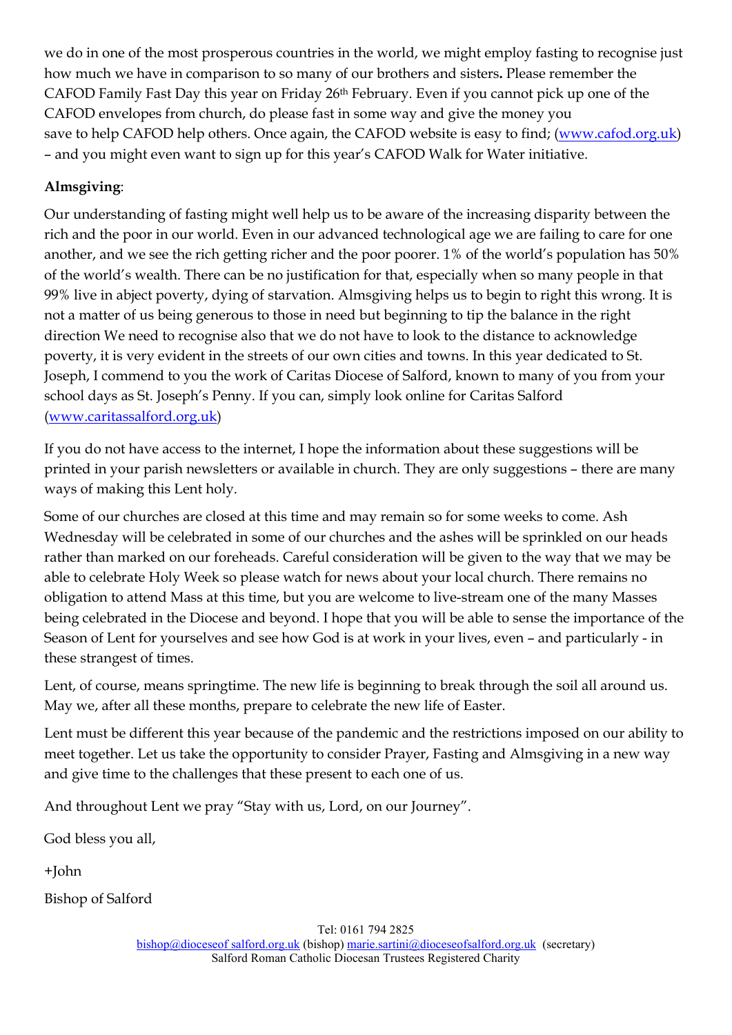we do in one of the most prosperous countries in the world, we might employ fasting to recognise just how much we have in comparison to so many of our brothers and sisters**.** Please remember the CAFOD Family Fast Day this year on Friday 26th February. Even if you cannot pick up one of the CAFOD envelopes from church, do please fast in some way and give the money you save to help CAFOD help others. Once again, the CAFOD website is easy to find; (www.cafod.org.uk) – and you might even want to sign up for this year's CAFOD Walk for Water initiative.

**Almsgiving**:

Our understanding of fasting might well help us to be aware of the increasing disparity between the rich and the poor in our world. Even in our advanced technological age we are failing to care for one another, and we see the rich getting richer and the poor poorer. 1% of the world's population has 50% of the world's wealth. There can be no justification for that, especially when so many people in that 99% live in abject poverty, dying of starvation. Almsgiving helps us to begin to right this wrong. It is not a matter of us being generous to those in need but beginning to tip the balance in the right direction We need to recognise also that we do not have to look to the distance to acknowledge poverty, it is very evident in the streets of our own cities and towns. In this year dedicated to St. Joseph, I commend to you the work of Caritas Diocese of Salford, known to many of you from your school days as St. Joseph's Penny. If you can, simply look online for Caritas Salford (www.caritassalford.org.uk)

If you do not have access to the internet, I hope the information about these suggestions will be printed in your parish newsletters or available in church. They are only suggestions – there are many ways of making this Lent holy.

Some of our churches are closed at this time and may remain so for some weeks to come. Ash Wednesday will be celebrated in some of our churches and the ashes will be sprinkled on our heads rather than marked on our foreheads. Careful consideration will be given to the way that we may be able to celebrate Holy Week so please watch for news about your local church. There remains no obligation to attend Mass at this time, but you are welcome to live-stream one of the many Masses being celebrated in the Diocese and beyond. I hope that you will be able to sense the importance of the Season of Lent for yourselves and see how God is at work in your lives, even – and particularly - in these strangest of times.

Lent, of course, means springtime. The new life is beginning to break through the soil all around us. May we, after all these months, prepare to celebrate the new life of Easter.

Lent must be different this year because of the pandemic and the restrictions imposed on our ability to meet together. Let us take the opportunity to consider Prayer, Fasting and Almsgiving in a new way and give time to the challenges that these present to each one of us.

And throughout Lent we pray "Stay with us, Lord, on our Journey".

God bless you all,

+John

Bishop of Salford

Tel: 0161 794 2825

bishop@dioceseof salford.org.uk (bishop) marie.sartini@dioceseofsalford.org.uk (secretary)

Salford Roman Catholic Diocesan Trustees Registered Charity